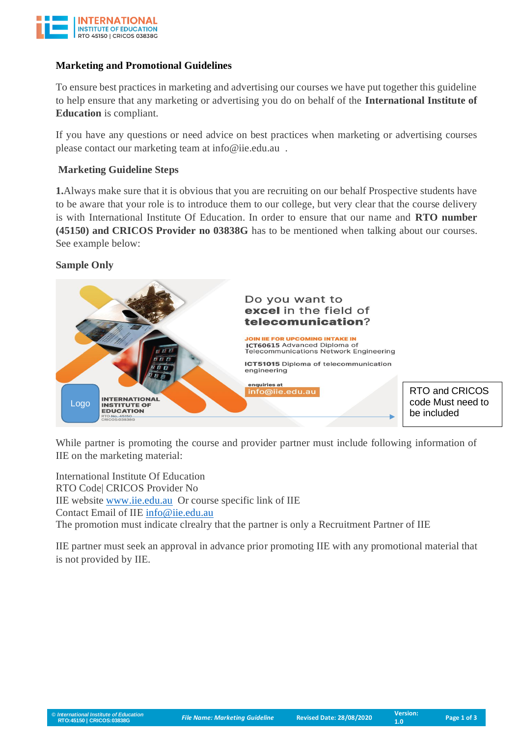## Marketing and Promotional Guidelines

To ensure best practices in marketing and advertising our courses we have put together this guideline to help ensure that any marketing or advertising you do on behalf of the **International Institute of Education** is compliant.

If you have any questions or need advice on best practices when marketing or advertising courses please contact our marketing team at info@iie.edu.au .

### Marketing Guideline Steps

**1.**Always make sure that it is obvious that you are recruiting on our behalf Prospective students have to be aware that your role is to introduce them to our college, but very clear that the course delivery is with International Institute Of Education. In order to ensure that our name and **RTO number (45150) and CRICOS Provider no 03838G** has to be mentioned when talking about our courses. See example below:

**Sample Only**

Do you want to **excel** in the field of **telecomunication**?

JOIN IIE FOR UPCOMING INTAKE IN
**ICT60615** Advanced Diploma of Telecommunications Network Engineering

**ICT51015** Diploma of telecommunication engineering

enquiries at
info@iie.edu.au

Logo

INTERNATIONAL INSTITUTE OF EDUCATION
RTO No. 45150
CRICOS:03838G

RTO and CRICOS code Must need to be included

While partner is promoting the course and provider partner must include following information of IIE on the marketing material:

International Institute Of Education
RTO Code| CRICOS Provider No
IIE website www.iie.edu.au Or course specific link of IIE
Contact Email of IIE info@iie.edu.au
The promotion must indicate clrealry that the partner is only a Recruitment Partner of IIE

IIE partner must seek an approval in advance prior promoting IIE with any promotional material that is not provided by IIE.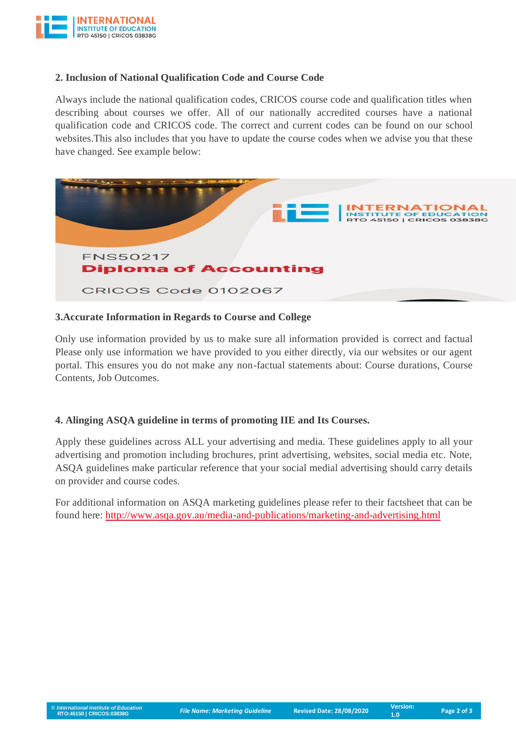## 2. Inclusion of National Qualification Code and Course Code

Always include the national qualification codes, CRICOS course code and qualification titles when describing about courses we offer. All of our nationally accredited courses have a national qualification code and CRICOS code. The correct and current codes can be found on our school websites.This also includes that you have to update the course codes when we advise you that these have changed. See example below:

FNS50217
**Diploma of Accounting**
CRICOS Code 0102067

## 3.Accurate Information in Regards to Course and College

Only use information provided by us to make sure all information provided is correct and factual Please only use information we have provided to you either directly, via our websites or our agent portal. This ensures you do not make any non-factual statements about: Course durations, Course Contents, Job Outcomes.

## 4. Alinging ASQA guideline in terms of promoting IIE and Its Courses.

Apply these guidelines across ALL your advertising and media. These guidelines apply to all your advertising and promotion including brochures, print advertising, websites, social media etc. Note, ASQA guidelines make particular reference that your social medial advertising should carry details on provider and course codes.

For additional information on ASQA marketing guidelines please refer to their factsheet that can be found here: [http://www.asqa.gov.au/media-and-publications/marketing-and-advertising.html](http://www.asqa.gov.au/media-and-publications/marketing-and-advertising.html)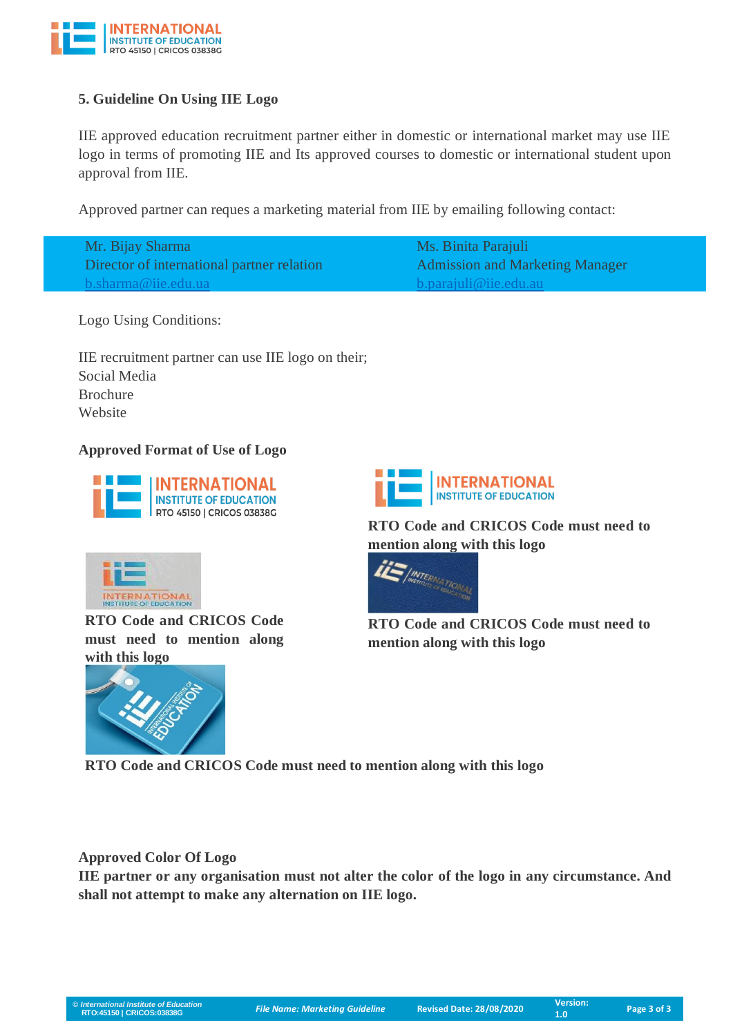## 5. Guideline On Using IIE Logo

IIE approved education recruitment partner either in domestic or international market may use IIE logo in terms of promoting IIE and Its approved courses to domestic or international student upon approval from IIE.

Approved partner can reques a marketing material from IIE by emailing following contact:

| | |
|---|---|
| Mr. Bijay Sharma<br>Director of international partner relation<br>b.sharma@iie.edu.ua | Ms. Binita Parajuli<br>Admission and Marketing Manager<br>b.parajuli@iie.edu.au |

Logo Using Conditions:

IIE recruitment partner can use IIE logo on their;
Social Media
Brochure
Website

**Approved Format of Use of Logo**

**RTO Code and CRICOS Code must need to mention along with this logo**

**RTO Code and CRICOS Code must need to mention along with this logo**

**RTO Code and CRICOS Code must need to mention along with this logo**

**RTO Code and CRICOS Code must need to mention along with this logo**

**Approved Color Of Logo**

**IIE partner or any organisation must not alter the color of the logo in any circumstance. And shall not attempt to make any alternation on IIE logo.**